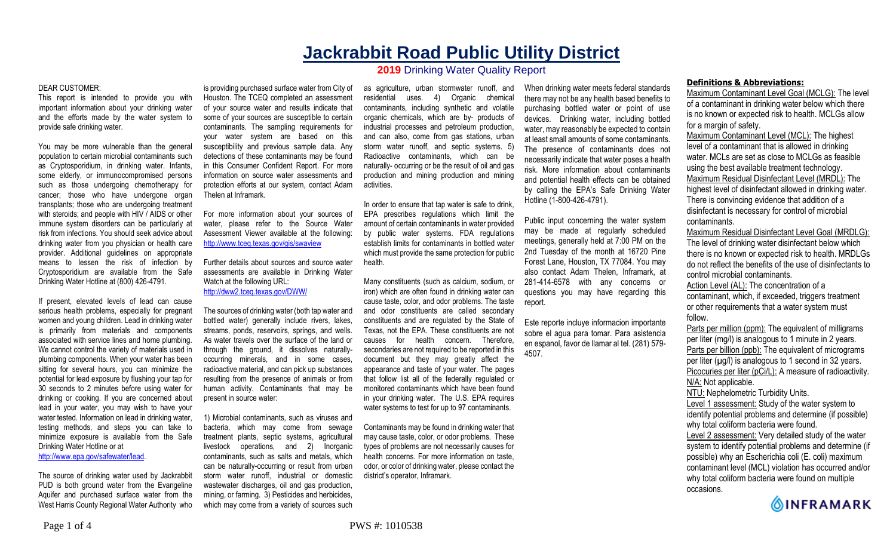# Jackrabbit Road Public Utility District

## 2019 Drinking Water Quality Report

DEAR CUSTOMER:

This report is intended to provide you with important information about your drinking water and the efforts made by the water system to provide safe drinking water.

You may be more vulnerable than the general population to certain microbial contaminants such as Cryptosporidium, in drinking water. Infants, some elderly, or immunocompromised persons such as those undergoing chemotherapy for cancer; those who have undergone organ transplants; those who are undergoing treatment with steroids; and people with HIV / AIDS or other immune system disorders can be particularly at risk from infections. You should seek advice about drinking water from you physician or health care provider. Additional guidelines on appropriate means to lessen the risk of infection by Cryptosporidium are available from the Safe Drinking Water Hotline at (800) 426-4791.

If present, elevated levels of lead can cause serious health problems, especially for pregnant women and young children. Lead in drinking water is primarily from materials and components associated with service lines and home plumbing. We cannot control the variety of materials used in plumbing components. When your water has been sitting for several hours, you can minimize the potential for lead exposure by flushing your tap for 30 seconds to 2 minutes before using water for drinking or cooking. If you are concerned about lead in your water, you may wish to have your water tested. Information on lead in drinking water, testing methods, and steps you can take to minimize exposure is available from the Safe Drinking Water Hotline or at http://www.epa.gov/safewater/lead.

The source of drinking water used by Jackrabbit PUD is both ground water from the Evangeline Aquifer and purchased surface water from the West Harris County Regional Water Authority who is providing purchased surface water from City of Houston. The TCEQ completed an assessment of your source water and results indicate that some of your sources are susceptible to certain contaminants. The sampling requirements for your water system are based on this susceptibility and previous sample data. Any detections of these contaminants may be found in this Consumer Confident Report. For more information on source water assessments and protection efforts at our system, contact Adam Thelen at Inframark.

For more information about your sources of water, please refer to the Source Water Assessment Viewer available at the following: http://www.tceq.texas.gov/gis/swaview

Further details about sources and source water assessments are available in Drinking Water Watch at the following URL: http://dww2.tceq.texas.gov/DWW/

The sources of drinking water (both tap water and bottled water) generally include rivers, lakes, streams, ponds, reservoirs, springs, and wells. As water travels over the surface of the land or through the ground, it dissolves naturally-occurring minerals, and in some cases, radioactive material, and can pick up substances resulting from the presence of animals or from human activity. Contaminants that may be present in source water:

1) Microbial contaminants, such as viruses and bacteria, which may come from sewage treatment plants, septic systems, agricultural livestock operations, and 2) Inorganic contaminants, such as salts and metals, which can be naturally-occurring or result from urban storm water runoff, industrial or domestic wastewater discharges, oil and gas production, mining, or farming. 3) Pesticides and herbicides, which may come from a variety of sources such as agriculture, urban stormwater runoff, and residential uses. 4) Organic chemical contaminants, including synthetic and volatile organic chemicals, which are by- products of industrial processes and petroleum production, and can also, come from gas stations, urban storm water runoff, and septic systems. 5) Radioactive contaminants, which can be naturally- occurring or be the result of oil and gas production and mining production and mining activities.

In order to ensure that tap water is safe to drink, EPA prescribes regulations which limit the amount of certain contaminants in water provided by public water systems. FDA regulations establish limits for contaminants in bottled water which must provide the same protection for public health.

Many constituents (such as calcium, sodium, or iron) which are often found in drinking water can cause taste, color, and odor problems. The taste and odor constituents are called secondary constituents and are regulated by the State of Texas, not the EPA. These constituents are not causes for health concern. Therefore, secondaries are not required to be reported in this document but they may greatly affect the appearance and taste of your water. The pages that follow list all of the federally regulated or monitored contaminants which have been found in your drinking water. The U.S. EPA requires water systems to test for up to 97 contaminants.

Contaminants may be found in drinking water that may cause taste, color, or odor problems. These types of problems are not necessarily causes for health concerns. For more information on taste, odor, or color of drinking water, please contact the district's operator, Inframark.

When drinking water meets federal standards there may not be any health based benefits to purchasing bottled water or point of use devices. Drinking water, including bottled water, may reasonably be expected to contain at least small amounts of some contaminants. The presence of contaminants does not necessarily indicate that water poses a health risk. More information about contaminants and potential health effects can be obtained by calling the EPA's Safe Drinking Water Hotline (1-800-426-4791).

Public input concerning the water system may be made at regularly scheduled meetings, generally held at 7:00 PM on the 2nd Tuesday of the month at 16720 Pine Forest Lane, Houston, TX 77084. You may also contact Adam Thelen, Inframark, at 281-414-6578 with any concerns or questions you may have regarding this report.

Este reporte incluye informacion importante sobre el agua para tomar. Para asistencia en espanol, favor de llamar al tel. (281) 579-4507.

### Definitions & Abbreviations:

Maximum Contaminant Level Goal (MCLG): The level of a contaminant in drinking water below which there is no known or expected risk to health. MCLGs allow for a margin of safety.

Maximum Contaminant Level (MCL): The highest level of a contaminant that is allowed in drinking water. MCLs are set as close to MCLGs as feasible using the best available treatment technology.

Maximum Residual Disinfectant Level (MRDL): The highest level of disinfectant allowed in drinking water. There is convincing evidence that addition of a disinfectant is necessary for control of microbial contaminants.

Maximum Residual Disinfectant Level Goal (MRDLG): The level of drinking water disinfectant below which there is no known or expected risk to health. MRDLGs do not reflect the benefits of the use of disinfectants to control microbial contaminants.

Action Level (AL): The concentration of a contaminant, which, if exceeded, triggers treatment or other requirements that a water system must follow.

Parts per million (ppm): The equivalent of milligrams per liter (mg/l) is analogous to 1 minute in 2 years.

Parts per billion (ppb): The equivalent of micrograms per liter (µg/l) is analogous to 1 second in 32 years.

Picocuries per liter (pCi/L): A measure of radioactivity.

N/A: Not applicable.

NTU: Nephelometric Turbidity Units.

Level 1 assessment: Study of the water system to identify potential problems and determine (if possible) why total coliform bacteria were found.

Level 2 assessment: Very detailed study of the water system to identify potential problems and determine (if possible) why an Escherichia coli (E. coli) maximum contaminant level (MCL) violation has occurred and/or why total coliform bacteria were found on multiple occasions.

INFRAMARK

PWS #: 1010538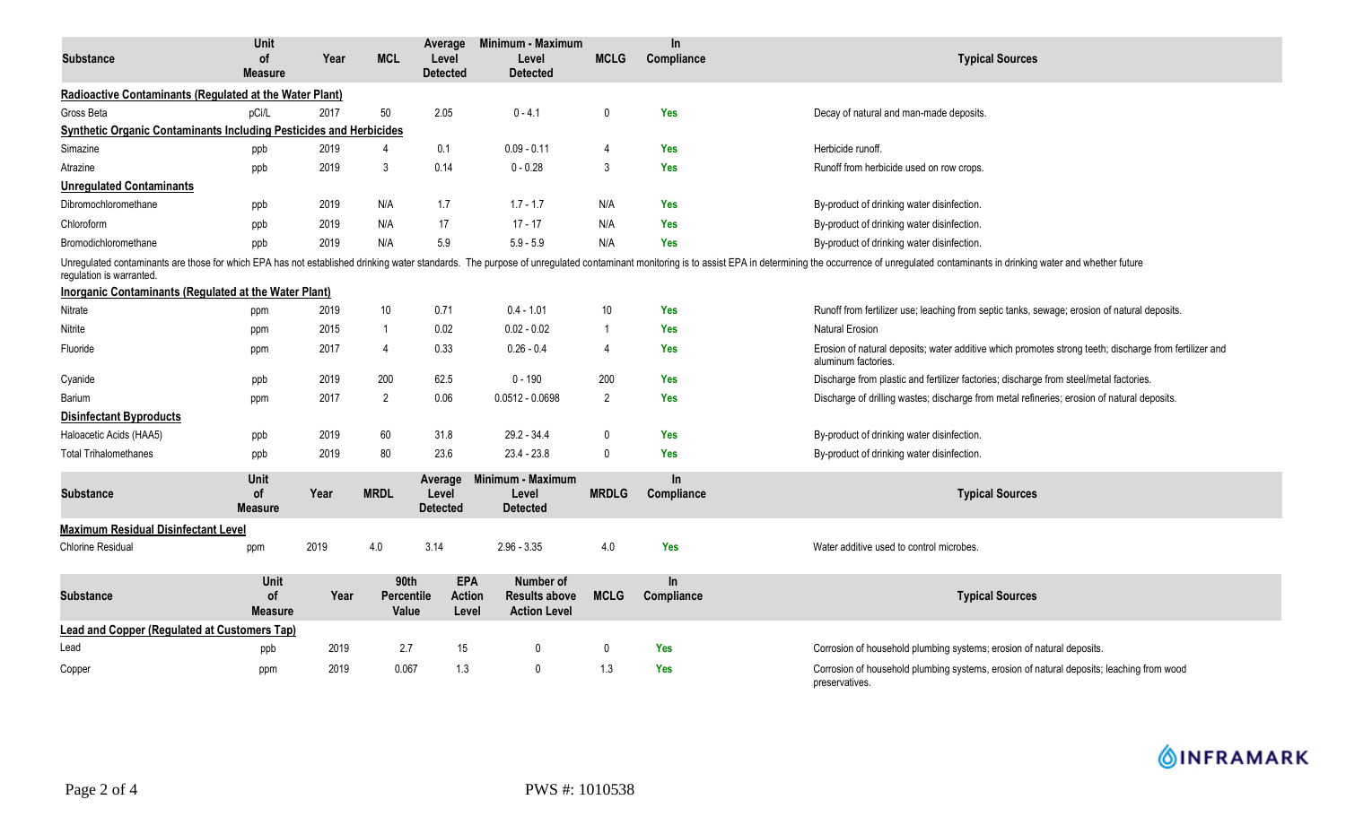| Substance | Unit of Measure | Year | MCL | Average Level Detected | Minimum - Maximum Level Detected | MCLG | In Compliance | Typical Sources |
|---|---|---|---|---|---|---|---|---|
| **Radioactive Contaminants (Regulated at the Water Plant)** | | | | | | | | |
| Gross Beta | pCi/L | 2017 | 50 | 2.05 | 0 - 4.1 | 0 | Yes | Decay of natural and man-made deposits. |
| **Synthetic Organic Contaminants Including Pesticides and Herbicides** | | | | | | | | |
| Simazine | ppb | 2019 | 4 | 0.1 | 0.09 - 0.11 | 4 | Yes | Herbicide runoff. |
| Atrazine | ppb | 2019 | 3 | 0.14 | 0 - 0.28 | 3 | Yes | Runoff from herbicide used on row crops. |
| **Unregulated Contaminants** | | | | | | | | |
| Dibromochloromethane | ppb | 2019 | N/A | 1.7 | 1.7 - 1.7 | N/A | Yes | By-product of drinking water disinfection. |
| Chloroform | ppb | 2019 | N/A | 17 | 17 - 17 | N/A | Yes | By-product of drinking water disinfection. |
| Bromodichloromethane | ppb | 2019 | N/A | 5.9 | 5.9 - 5.9 | N/A | Yes | By-product of drinking water disinfection. |

Unregulated contaminants are those for which EPA has not established drinking water standards. The purpose of unregulated contaminant monitoring is to assist EPA in determining the occurrence of unregulated contaminants in drinking water and whether future regulation is warranted.

| Substance | Unit of Measure | Year | MCL | Average Level Detected | Minimum - Maximum Level Detected | MCLG | In Compliance | Typical Sources |
|---|---|---|---|---|---|---|---|---|
| **Inorganic Contaminants (Regulated at the Water Plant)** | | | | | | | | |
| Nitrate | ppm | 2019 | 10 | 0.71 | 0.4 - 1.01 | 10 | Yes | Runoff from fertilizer use; leaching from septic tanks, sewage; erosion of natural deposits. |
| Nitrite | ppm | 2015 | 1 | 0.02 | 0.02 - 0.02 | 1 | Yes | Natural Erosion |
| Fluoride | ppm | 2017 | 4 | 0.33 | 0.26 - 0.4 | 4 | Yes | Erosion of natural deposits; water additive which promotes strong teeth; discharge from fertilizer and aluminum factories. |
| Cyanide | ppb | 2019 | 200 | 62.5 | 0 - 190 | 200 | Yes | Discharge from plastic and fertilizer factories; discharge from steel/metal factories. |
| Barium | ppm | 2017 | 2 | 0.06 | 0.0512 - 0.0698 | 2 | Yes | Discharge of drilling wastes; discharge from metal refineries; erosion of natural deposits. |
| **Disinfectant Byproducts** | | | | | | | | |
| Haloacetic Acids (HAA5) | ppb | 2019 | 60 | 31.8 | 29.2 - 34.4 | 0 | Yes | By-product of drinking water disinfection. |
| Total Trihalomethanes | ppb | 2019 | 80 | 23.6 | 23.4 - 23.8 | 0 | Yes | By-product of drinking water disinfection. |

| Substance | Unit of Measure | Year | MRDL | Average Level Detected | Minimum - Maximum Level Detected | MRDLG | In Compliance | Typical Sources |
|---|---|---|---|---|---|---|---|---|
| **Maximum Residual Disinfectant Level** | | | | | | | | |
| Chlorine Residual | ppm | 2019 | 4.0 | 3.14 | 2.96 - 3.35 | 4.0 | Yes | Water additive used to control microbes. |

| Substance | Unit of Measure | Year | 90th Percentile Value | EPA Action Level | Number of Results above Action Level | MCLG | In Compliance | Typical Sources |
|---|---|---|---|---|---|---|---|---|
| **Lead and Copper (Regulated at Customers Tap)** | | | | | | | | |
| Lead | ppb | 2019 | 2.7 | 15 | 0 | 0 | Yes | Corrosion of household plumbing systems; erosion of natural deposits. |
| Copper | ppm | 2019 | 0.067 | 1.3 | 0 | 1.3 | Yes | Corrosion of household plumbing systems, erosion of natural deposits; leaching from wood preservatives. |

INFRAMARK

PWS #: 1010538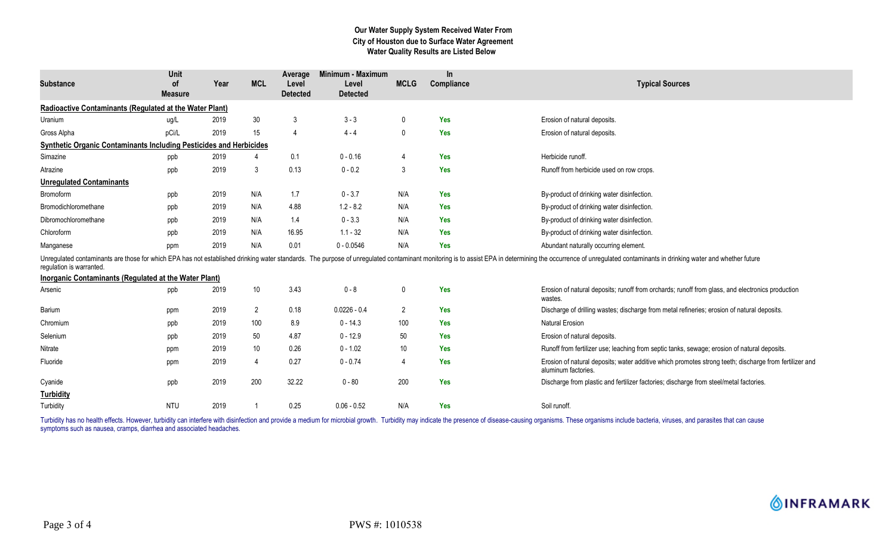**Our Water Supply System Received Water From**
**City of Houston due to Surface Water Agreement**
**Water Quality Results are Listed Below**

| Substance | Unit of Measure | Year | MCL | Average Level Detected | Minimum - Maximum Level Detected | MCLG | In Compliance | Typical Sources |
|---|---|---|---|---|---|---|---|---|
| **Radioactive Contaminants (Regulated at the Water Plant)** | | | | | | | | |
| Uranium | ug/L | 2019 | 30 | 3 | 3 - 3 | 0 | Yes | Erosion of natural deposits. |
| Gross Alpha | pCi/L | 2019 | 15 | 4 | 4 - 4 | 0 | Yes | Erosion of natural deposits. |
| **Synthetic Organic Contaminants Including Pesticides and Herbicides** | | | | | | | | |
| Simazine | ppb | 2019 | 4 | 0.1 | 0 - 0.16 | 4 | Yes | Herbicide runoff. |
| Atrazine | ppb | 2019 | 3 | 0.13 | 0 - 0.2 | 3 | Yes | Runoff from herbicide used on row crops. |
| **Unregulated Contaminants** | | | | | | | | |
| Bromoform | ppb | 2019 | N/A | 1.7 | 0 - 3.7 | N/A | Yes | By-product of drinking water disinfection. |
| Bromodichloromethane | ppb | 2019 | N/A | 4.88 | 1.2 - 8.2 | N/A | Yes | By-product of drinking water disinfection. |
| Dibromochloromethane | ppb | 2019 | N/A | 1.4 | 0 - 3.3 | N/A | Yes | By-product of drinking water disinfection. |
| Chloroform | ppb | 2019 | N/A | 16.95 | 1.1 - 32 | N/A | Yes | By-product of drinking water disinfection. |
| Manganese | ppm | 2019 | N/A | 0.01 | 0 - 0.0546 | N/A | Yes | Abundant naturally occurring element. |

Unregulated contaminants are those for which EPA has not established drinking water standards. The purpose of unregulated contaminant monitoring is to assist EPA in determining the occurrence of unregulated contaminants in drinking water and whether future regulation is warranted.

| Substance | Unit of Measure | Year | MCL | Average Level Detected | Minimum - Maximum Level Detected | MCLG | In Compliance | Typical Sources |
|---|---|---|---|---|---|---|---|---|
| **Inorganic Contaminants (Regulated at the Water Plant)** | | | | | | | | |
| Arsenic | ppb | 2019 | 10 | 3.43 | 0 - 8 | 0 | Yes | Erosion of natural deposits; runoff from orchards; runoff from glass, and electronics production wastes. |
| Barium | ppm | 2019 | 2 | 0.18 | 0.0226 - 0.4 | 2 | Yes | Discharge of drilling wastes; discharge from metal refineries; erosion of natural deposits. |
| Chromium | ppb | 2019 | 100 | 8.9 | 0 - 14.3 | 100 | Yes | Natural Erosion |
| Selenium | ppb | 2019 | 50 | 4.87 | 0 - 12.9 | 50 | Yes | Erosion of natural deposits. |
| Nitrate | ppm | 2019 | 10 | 0.26 | 0 - 1.02 | 10 | Yes | Runoff from fertilizer use; leaching from septic tanks, sewage; erosion of natural deposits. |
| Fluoride | ppm | 2019 | 4 | 0.27 | 0 - 0.74 | 4 | Yes | Erosion of natural deposits; water additive which promotes strong teeth; discharge from fertilizer and aluminum factories. |
| Cyanide | ppb | 2019 | 200 | 32.22 | 0 - 80 | 200 | Yes | Discharge from plastic and fertilizer factories; discharge from steel/metal factories. |
| **Turbidity** | | | | | | | | |
| Turbidity | NTU | 2019 | 1 | 0.25 | 0.06 - 0.52 | N/A | Yes | Soil runoff. |

Turbidity has no health effects. However, turbidity can interfere with disinfection and provide a medium for microbial growth. Turbidity may indicate the presence of disease-causing organisms. These organisms include bacteria, viruses, and parasites that can cause symptoms such as nausea, cramps, diarrhea and associated headaches.

INFRAMARK

PWS #: 1010538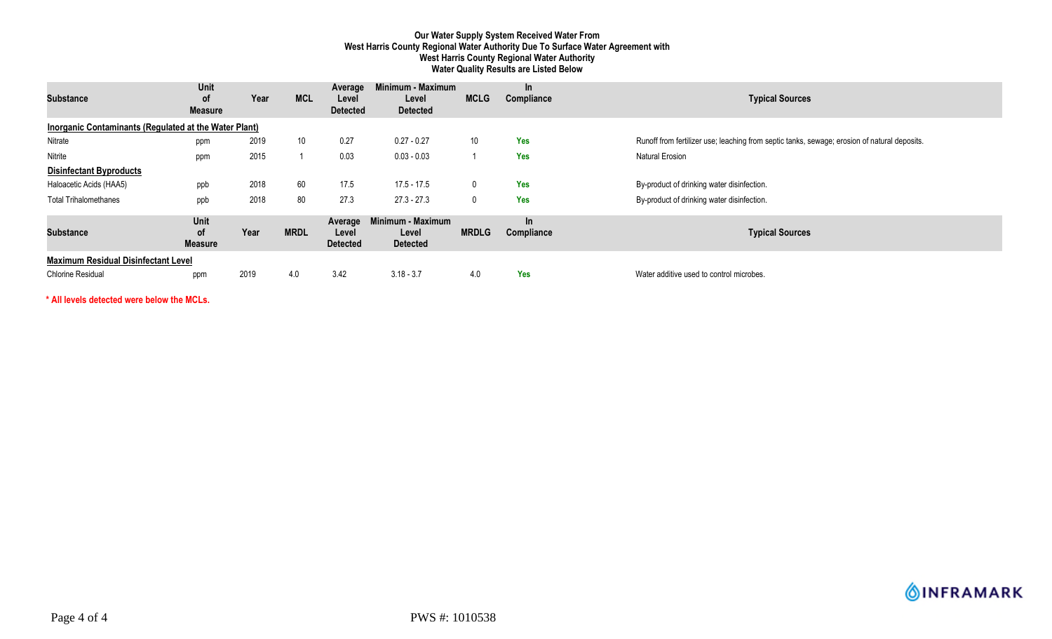**Our Water Supply System Received Water From**
**West Harris County Regional Water Authority Due To Surface Water Agreement with**
**West Harris County Regional Water Authority**
**Water Quality Results are Listed Below**

| Substance | Unit of Measure | Year | MCL | Average Level Detected | Minimum - Maximum Level Detected | MCLG | In Compliance | Typical Sources |
|---|---|---|---|---|---|---|---|---|
| **Inorganic Contaminants (Regulated at the Water Plant)** | | | | | | | | |
| Nitrate | ppm | 2019 | 10 | 0.27 | 0.27 - 0.27 | 10 | Yes | Runoff from fertilizer use; leaching from septic tanks, sewage; erosion of natural deposits. |
| Nitrite | ppm | 2015 | 1 | 0.03 | 0.03 - 0.03 | 1 | Yes | Natural Erosion |
| **Disinfectant Byproducts** | | | | | | | | |
| Haloacetic Acids (HAA5) | ppb | 2018 | 60 | 17.5 | 17.5 - 17.5 | 0 | Yes | By-product of drinking water disinfection. |
| Total Trihalomethanes | ppb | 2018 | 80 | 27.3 | 27.3 - 27.3 | 0 | Yes | By-product of drinking water disinfection. |

| Substance | Unit of Measure | Year | MRDL | Average Level Detected | Minimum - Maximum Level Detected | MRDLG | In Compliance | Typical Sources |
|---|---|---|---|---|---|---|---|---|
| **Maximum Residual Disinfectant Level** | | | | | | | | |
| Chlorine Residual | ppm | 2019 | 4.0 | 3.42 | 3.18 - 3.7 | 4.0 | Yes | Water additive used to control microbes. |

**\* All levels detected were below the MCLs.**

PWS #: 1010538